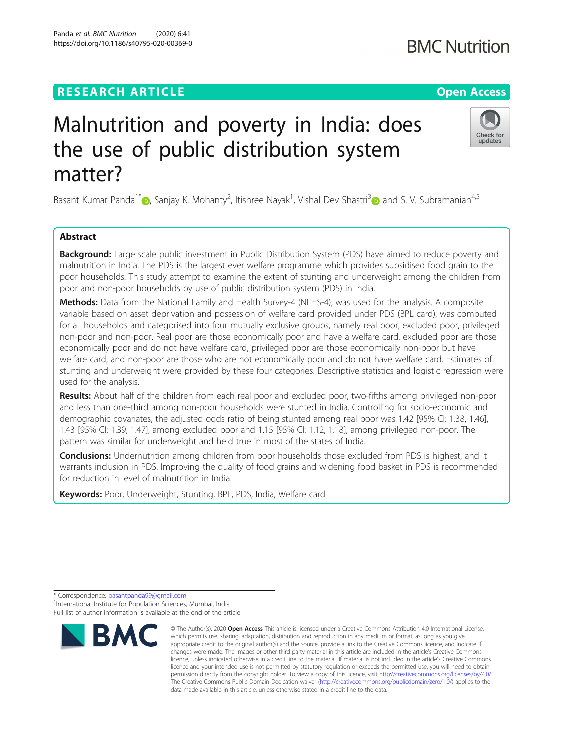RESEARCH ARTICLE

Open Access

# Malnutrition and poverty in India: does the use of public distribution system matter?

Basant Kumar Panda[1*], Sanjay K. Mohanty[2], Itishree Nayak[1], Vishal Dev Shastri[3] and S. V. Subramanian[4,5]

## Abstract

**Background:** Large scale public investment in Public Distribution System (PDS) have aimed to reduce poverty and malnutrition in India. The PDS is the largest ever welfare programme which provides subsidised food grain to the poor households. This study attempt to examine the extent of stunting and underweight among the children from poor and non-poor households by use of public distribution system (PDS) in India.

**Methods:** Data from the National Family and Health Survey-4 (NFHS-4), was used for the analysis. A composite variable based on asset deprivation and possession of welfare card provided under PDS (BPL card), was computed for all households and categorised into four mutually exclusive groups, namely real poor, excluded poor, privileged non-poor and non-poor. Real poor are those economically poor and have a welfare card, excluded poor are those economically poor and do not have welfare card, privileged poor are those economically non-poor but have welfare card, and non-poor are those who are not economically poor and do not have welfare card. Estimates of stunting and underweight were provided by these four categories. Descriptive statistics and logistic regression were used for the analysis.

**Results:** About half of the children from each real poor and excluded poor, two-fifths among privileged non-poor and less than one-third among non-poor households were stunted in India. Controlling for socio-economic and demographic covariates, the adjusted odds ratio of being stunted among real poor was 1.42 [95% CI: 1.38, 1.46], 1.43 [95% CI: 1.39, 1.47], among excluded poor and 1.15 [95% CI: 1.12, 1.18], among privileged non-poor. The pattern was similar for underweight and held true in most of the states of India.

**Conclusions:** Undernutrition among children from poor households those excluded from PDS is highest, and it warrants inclusion in PDS. Improving the quality of food grains and widening food basket in PDS is recommended for reduction in level of malnutrition in India.

**Keywords:** Poor, Underweight, Stunting, BPL, PDS, India, Welfare card

---

* Correspondence: basantpanda99@gmail.com
[1]International Institute for Population Sciences, Mumbai, India
Full list of author information is available at the end of the article

© The Author(s). 2020 **Open Access** This article is licensed under a Creative Commons Attribution 4.0 International License, which permits use, sharing, adaptation, distribution and reproduction in any medium or format, as long as you give appropriate credit to the original author(s) and the source, provide a link to the Creative Commons licence, and indicate if changes were made. The images or other third party material in this article are included in the article's Creative Commons licence, unless indicated otherwise in a credit line to the material. If material is not included in the article's Creative Commons licence and your intended use is not permitted by statutory regulation or exceeds the permitted use, you will need to obtain permission directly from the copyright holder. To view a copy of this licence, visit http://creativecommons.org/licenses/by/4.0/. The Creative Commons Public Domain Dedication waiver (http://creativecommons.org/publicdomain/zero/1.0/) applies to the data made available in this article, unless otherwise stated in a credit line to the data.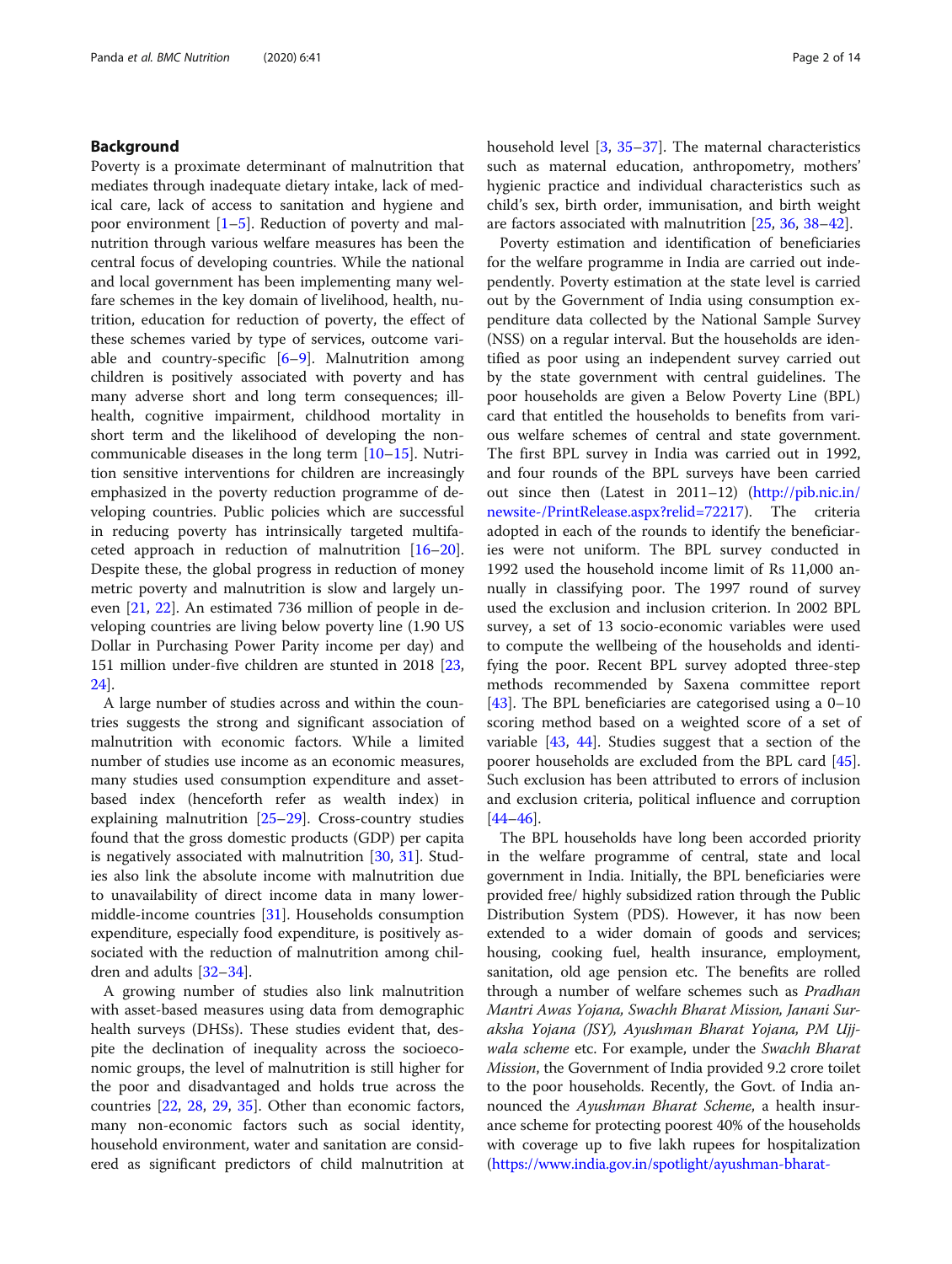## Background

Poverty is a proximate determinant of malnutrition that mediates through inadequate dietary intake, lack of medical care, lack of access to sanitation and hygiene and poor environment [1–5]. Reduction of poverty and malnutrition through various welfare measures has been the central focus of developing countries. While the national and local government has been implementing many welfare schemes in the key domain of livelihood, health, nutrition, education for reduction of poverty, the effect of these schemes varied by type of services, outcome variable and country-specific [6–9]. Malnutrition among children is positively associated with poverty and has many adverse short and long term consequences; ill-health, cognitive impairment, childhood mortality in short term and the likelihood of developing the non-communicable diseases in the long term [10–15]. Nutrition sensitive interventions for children are increasingly emphasized in the poverty reduction programme of developing countries. Public policies which are successful in reducing poverty has intrinsically targeted multifaceted approach in reduction of malnutrition [16–20]. Despite these, the global progress in reduction of money metric poverty and malnutrition is slow and largely uneven [21, 22]. An estimated 736 million of people in developing countries are living below poverty line (1.90 US Dollar in Purchasing Power Parity income per day) and 151 million under-five children are stunted in 2018 [23, 24].

A large number of studies across and within the countries suggests the strong and significant association of malnutrition with economic factors. While a limited number of studies use income as an economic measures, many studies used consumption expenditure and asset-based index (henceforth refer as wealth index) in explaining malnutrition [25–29]. Cross-country studies found that the gross domestic products (GDP) per capita is negatively associated with malnutrition [30, 31]. Studies also link the absolute income with malnutrition due to unavailability of direct income data in many lower-middle-income countries [31]. Households consumption expenditure, especially food expenditure, is positively associated with the reduction of malnutrition among children and adults [32–34].

A growing number of studies also link malnutrition with asset-based measures using data from demographic health surveys (DHSs). These studies evident that, despite the declination of inequality across the socioeconomic groups, the level of malnutrition is still higher for the poor and disadvantaged and holds true across the countries [22, 28, 29, 35]. Other than economic factors, many non-economic factors such as social identity, household environment, water and sanitation are considered as significant predictors of child malnutrition at household level [3, 35–37]. The maternal characteristics such as maternal education, anthropometry, mothers' hygienic practice and individual characteristics such as child's sex, birth order, immunisation, and birth weight are factors associated with malnutrition [25, 36, 38–42].

Poverty estimation and identification of beneficiaries for the welfare programme in India are carried out independently. Poverty estimation at the state level is carried out by the Government of India using consumption expenditure data collected by the National Sample Survey (NSS) on a regular interval. But the households are identified as poor using an independent survey carried out by the state government with central guidelines. The poor households are given a Below Poverty Line (BPL) card that entitled the households to benefits from various welfare schemes of central and state government. The first BPL survey in India was carried out in 1992, and four rounds of the BPL surveys have been carried out since then (Latest in 2011–12) (http://pib.nic.in/newsite-/PrintRelease.aspx?relid=72217). The criteria adopted in each of the rounds to identify the beneficiaries were not uniform. The BPL survey conducted in 1992 used the household income limit of Rs 11,000 annually in classifying poor. The 1997 round of survey used the exclusion and inclusion criterion. In 2002 BPL survey, a set of 13 socio-economic variables were used to compute the wellbeing of the households and identifying the poor. Recent BPL survey adopted three-step methods recommended by Saxena committee report [43]. The BPL beneficiaries are categorised using a 0–10 scoring method based on a weighted score of a set of variable [43, 44]. Studies suggest that a section of the poorer households are excluded from the BPL card [45]. Such exclusion has been attributed to errors of inclusion and exclusion criteria, political influence and corruption [44–46].

The BPL households have long been accorded priority in the welfare programme of central, state and local government in India. Initially, the BPL beneficiaries were provided free/ highly subsidized ration through the Public Distribution System (PDS). However, it has now been extended to a wider domain of goods and services; housing, cooking fuel, health insurance, employment, sanitation, old age pension etc. The benefits are rolled through a number of welfare schemes such as *Pradhan Mantri Awas Yojana, Swachh Bharat Mission, Janani Suraksha Yojana (JSY), Ayushman Bharat Yojana, PM Ujjwala scheme* etc. For example, under the *Swachh Bharat Mission*, the Government of India provided 9.2 crore toilet to the poor households. Recently, the Govt. of India announced the *Ayushman Bharat Scheme*, a health insurance scheme for protecting poorest 40% of the households with coverage up to five lakh rupees for hospitalization (https://www.india.gov.in/spotlight/ayushman-bharat-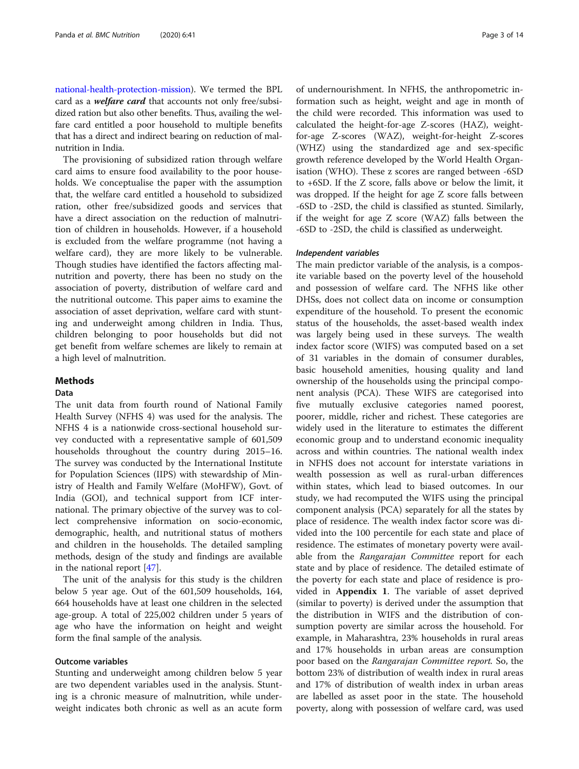national-health-protection-mission). We termed the BPL card as a ***welfare card*** that accounts not only free/subsidized ration but also other benefits. Thus, availing the welfare card entitled a poor household to multiple benefits that has a direct and indirect bearing on reduction of malnutrition in India.

The provisioning of subsidized ration through welfare card aims to ensure food availability to the poor households. We conceptualise the paper with the assumption that, the welfare card entitled a household to subsidized ration, other free/subsidized goods and services that have a direct association on the reduction of malnutrition of children in households. However, if a household is excluded from the welfare programme (not having a welfare card), they are more likely to be vulnerable. Though studies have identified the factors affecting malnutrition and poverty, there has been no study on the association of poverty, distribution of welfare card and the nutritional outcome. This paper aims to examine the association of asset deprivation, welfare card with stunting and underweight among children in India. Thus, children belonging to poor households but did not get benefit from welfare schemes are likely to remain at a high level of malnutrition.

## Methods

### Data

The unit data from fourth round of National Family Health Survey (NFHS 4) was used for the analysis. The NFHS 4 is a nationwide cross-sectional household survey conducted with a representative sample of 601,509 households throughout the country during 2015–16. The survey was conducted by the International Institute for Population Sciences (IIPS) with stewardship of Ministry of Health and Family Welfare (MoHFW), Govt. of India (GOI), and technical support from ICF international. The primary objective of the survey was to collect comprehensive information on socio-economic, demographic, health, and nutritional status of mothers and children in the households. The detailed sampling methods, design of the study and findings are available in the national report [47].

The unit of the analysis for this study is the children below 5 year age. Out of the 601,509 households, 164, 664 households have at least one children in the selected age-group. A total of 225,002 children under 5 years of age who have the information on height and weight form the final sample of the analysis.

### Outcome variables

Stunting and underweight among children below 5 year are two dependent variables used in the analysis. Stunting is a chronic measure of malnutrition, while underweight indicates both chronic as well as an acute form of undernourishment. In NFHS, the anthropometric information such as height, weight and age in month of the child were recorded. This information was used to calculated the height-for-age Z-scores (HAZ), weight-for-age Z-scores (WAZ), weight-for-height Z-scores (WHZ) using the standardized age and sex-specific growth reference developed by the World Health Organisation (WHO). These z scores are ranged between -6SD to +6SD. If the Z score, falls above or below the limit, it was dropped. If the height for age Z score falls between -6SD to -2SD, the child is classified as stunted. Similarly, if the weight for age Z score (WAZ) falls between the -6SD to -2SD, the child is classified as underweight.

### Independent variables

The main predictor variable of the analysis, is a composite variable based on the poverty level of the household and possession of welfare card. The NFHS like other DHSs, does not collect data on income or consumption expenditure of the household. To present the economic status of the households, the asset-based wealth index was largely being used in these surveys. The wealth index factor score (WIFS) was computed based on a set of 31 variables in the domain of consumer durables, basic household amenities, housing quality and land ownership of the households using the principal component analysis (PCA). These WIFS are categorised into five mutually exclusive categories named poorest, poorer, middle, richer and richest. These categories are widely used in the literature to estimates the different economic group and to understand economic inequality across and within countries. The national wealth index in NFHS does not account for interstate variations in wealth possession as well as rural-urban differences within states, which lead to biased outcomes. In our study, we had recomputed the WIFS using the principal component analysis (PCA) separately for all the states by place of residence. The wealth index factor score was divided into the 100 percentile for each state and place of residence. The estimates of monetary poverty were available from the *Rangarajan Committee* report for each state and by place of residence. The detailed estimate of the poverty for each state and place of residence is provided in **Appendix 1**. The variable of asset deprived (similar to poverty) is derived under the assumption that the distribution in WIFS and the distribution of consumption poverty are similar across the household. For example, in Maharashtra, 23% households in rural areas and 17% households in urban areas are consumption poor based on the *Rangarajan Committee report.* So, the bottom 23% of distribution of wealth index in rural areas and 17% of distribution of wealth index in urban areas are labelled as asset poor in the state. The household poverty, along with possession of welfare card, was used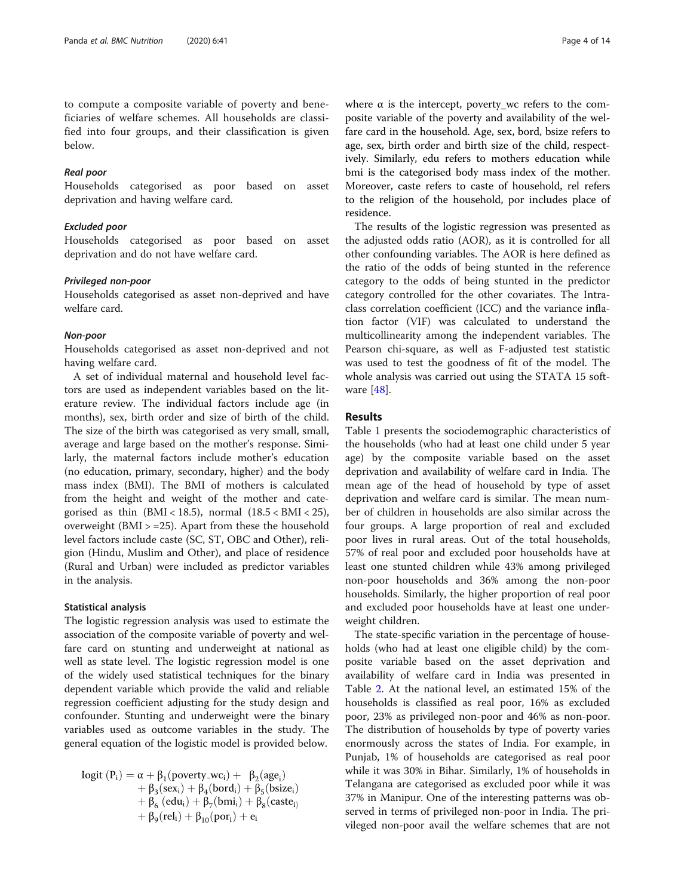to compute a composite variable of poverty and beneficiaries of welfare schemes. All households are classified into four groups, and their classification is given below.

#### *Real poor*

Households categorised as poor based on asset deprivation and having welfare card.

#### *Excluded poor*

Households categorised as poor based on asset deprivation and do not have welfare card.

#### *Privileged non-poor*

Households categorised as asset non-deprived and have welfare card.

#### *Non-poor*

Households categorised as asset non-deprived and not having welfare card.

A set of individual maternal and household level factors are used as independent variables based on the literature review. The individual factors include age (in months), sex, birth order and size of birth of the child. The size of the birth was categorised as very small, small, average and large based on the mother's response. Similarly, the maternal factors include mother's education (no education, primary, secondary, higher) and the body mass index (BMI). The BMI of mothers is calculated from the height and weight of the mother and categorised as thin (BMI < 18.5), normal (18.5 < BMI < 25), overweight (BMI > =25). Apart from these the household level factors include caste (SC, ST, OBC and Other), religion (Hindu, Muslim and Other), and place of residence (Rural and Urban) were included as predictor variables in the analysis.

### Statistical analysis

The logistic regression analysis was used to estimate the association of the composite variable of poverty and welfare card on stunting and underweight at national as well as state level. The logistic regression model is one of the widely used statistical techniques for the binary dependent variable which provide the valid and reliable regression coefficient adjusting for the study design and confounder. Stunting and underweight were the binary variables used as outcome variables in the study. The general equation of the logistic model is provided below.

$$
\begin{aligned}
\text{logit}\,(P_i) = \alpha &+ \beta_1(\text{poverty\_wc}_i) + \beta_2(\text{age}_i) \\
&+ \beta_3(\text{sex}_i) + \beta_4(\text{bord}_i) + \beta_5(\text{bsize}_i) \\
&+ \beta_6\,(\text{edu}_i) + \beta_7(\text{bmi}_i) + \beta_8(\text{caste}_i) \\
&+ \beta_9(\text{rel}_i) + \beta_{10}(\text{por}_i) + e_i
\end{aligned}
$$

where α is the intercept, poverty_wc refers to the composite variable of the poverty and availability of the welfare card in the household. Age, sex, bord, bsize refers to age, sex, birth order and birth size of the child, respectively. Similarly, edu refers to mothers education while bmi is the categorised body mass index of the mother. Moreover, caste refers to caste of household, rel refers to the religion of the household, por includes place of residence.

The results of the logistic regression was presented as the adjusted odds ratio (AOR), as it is controlled for all other confounding variables. The AOR is here defined as the ratio of the odds of being stunted in the reference category to the odds of being stunted in the predictor category controlled for the other covariates. The Intraclass correlation coefficient (ICC) and the variance inflation factor (VIF) was calculated to understand the multicollinearity among the independent variables. The Pearson chi-square, as well as F-adjusted test statistic was used to test the goodness of fit of the model. The whole analysis was carried out using the STATA 15 software [48].

## Results

Table 1 presents the sociodemographic characteristics of the households (who had at least one child under 5 year age) by the composite variable based on the asset deprivation and availability of welfare card in India. The mean age of the head of household by type of asset deprivation and welfare card is similar. The mean number of children in households are also similar across the four groups. A large proportion of real and excluded poor lives in rural areas. Out of the total households, 57% of real poor and excluded poor households have at least one stunted children while 43% among privileged non-poor households and 36% among the non-poor households. Similarly, the higher proportion of real poor and excluded poor households have at least one underweight children.

The state-specific variation in the percentage of households (who had at least one eligible child) by the composite variable based on the asset deprivation and availability of welfare card in India was presented in Table 2. At the national level, an estimated 15% of the households is classified as real poor, 16% as excluded poor, 23% as privileged non-poor and 46% as non-poor. The distribution of households by type of poverty varies enormously across the states of India. For example, in Punjab, 1% of households are categorised as real poor while it was 30% in Bihar. Similarly, 1% of households in Telangana are categorised as excluded poor while it was 37% in Manipur. One of the interesting patterns was observed in terms of privileged non-poor in India. The privileged non-poor avail the welfare schemes that are not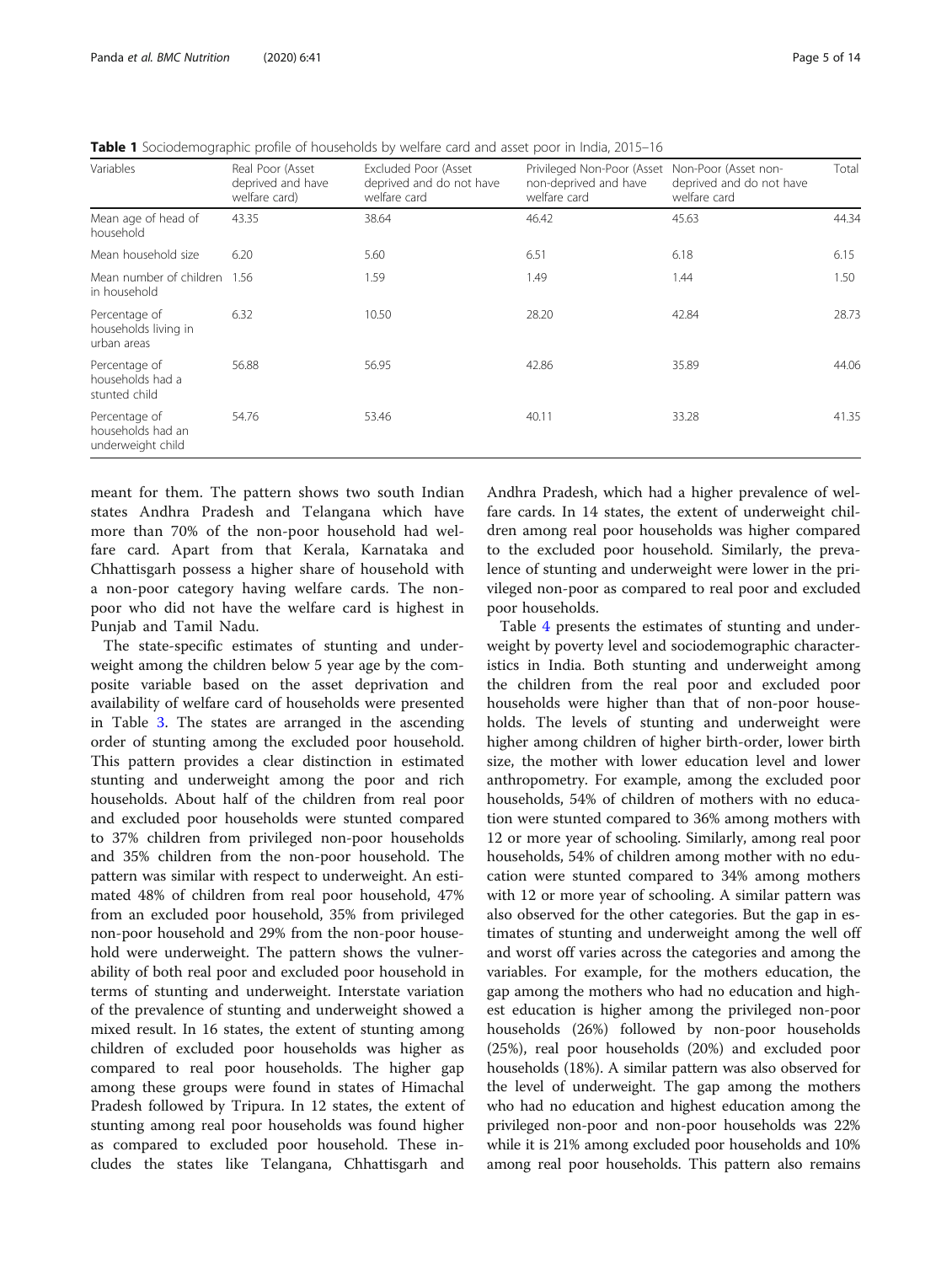**Table 1** Sociodemographic profile of households by welfare card and asset poor in India, 2015–16

| Variables | Real Poor (Asset deprived and have welfare card) | Excluded Poor (Asset deprived and do not have welfare card | Privileged Non-Poor (Asset non-deprived and have welfare card | Non-Poor (Asset non-deprived and do not have welfare card | Total |
|---|---|---|---|---|---|
| Mean age of head of household | 43.35 | 38.64 | 46.42 | 45.63 | 44.34 |
| Mean household size | 6.20 | 5.60 | 6.51 | 6.18 | 6.15 |
| Mean number of children in household | 1.56 | 1.59 | 1.49 | 1.44 | 1.50 |
| Percentage of households living in urban areas | 6.32 | 10.50 | 28.20 | 42.84 | 28.73 |
| Percentage of households had a stunted child | 56.88 | 56.95 | 42.86 | 35.89 | 44.06 |
| Percentage of households had an underweight child | 54.76 | 53.46 | 40.11 | 33.28 | 41.35 |

meant for them. The pattern shows two south Indian states Andhra Pradesh and Telangana which have more than 70% of the non-poor household had welfare card. Apart from that Kerala, Karnataka and Chhattisgarh possess a higher share of household with a non-poor category having welfare cards. The non-poor who did not have the welfare card is highest in Punjab and Tamil Nadu.

The state-specific estimates of stunting and underweight among the children below 5 year age by the composite variable based on the asset deprivation and availability of welfare card of households were presented in Table 3. The states are arranged in the ascending order of stunting among the excluded poor household. This pattern provides a clear distinction in estimated stunting and underweight among the poor and rich households. About half of the children from real poor and excluded poor households were stunted compared to 37% children from privileged non-poor households and 35% children from the non-poor household. The pattern was similar with respect to underweight. An estimated 48% of children from real poor household, 47% from an excluded poor household, 35% from privileged non-poor household and 29% from the non-poor household were underweight. The pattern shows the vulnerability of both real poor and excluded poor household in terms of stunting and underweight. Interstate variation of the prevalence of stunting and underweight showed a mixed result. In 16 states, the extent of stunting among children of excluded poor households was higher as compared to real poor households. The higher gap among these groups were found in states of Himachal Pradesh followed by Tripura. In 12 states, the extent of stunting among real poor households was found higher as compared to excluded poor household. These includes the states like Telangana, Chhattisgarh and Andhra Pradesh, which had a higher prevalence of welfare cards. In 14 states, the extent of underweight children among real poor households was higher compared to the excluded poor household. Similarly, the prevalence of stunting and underweight were lower in the privileged non-poor as compared to real poor and excluded poor households.

Table 4 presents the estimates of stunting and underweight by poverty level and sociodemographic characteristics in India. Both stunting and underweight among the children from the real poor and excluded poor households were higher than that of non-poor households. The levels of stunting and underweight were higher among children of higher birth-order, lower birth size, the mother with lower education level and lower anthropometry. For example, among the excluded poor households, 54% of children of mothers with no education were stunted compared to 36% among mothers with 12 or more year of schooling. Similarly, among real poor households, 54% of children among mother with no education were stunted compared to 34% among mothers with 12 or more year of schooling. A similar pattern was also observed for the other categories. But the gap in estimates of stunting and underweight among the well off and worst off varies across the categories and among the variables. For example, for the mothers education, the gap among the mothers who had no education and highest education is higher among the privileged non-poor households (26%) followed by non-poor households (25%), real poor households (20%) and excluded poor households (18%). A similar pattern was also observed for the level of underweight. The gap among the mothers who had no education and highest education among the privileged non-poor and non-poor households was 22% while it is 21% among excluded poor households and 10% among real poor households. This pattern also remains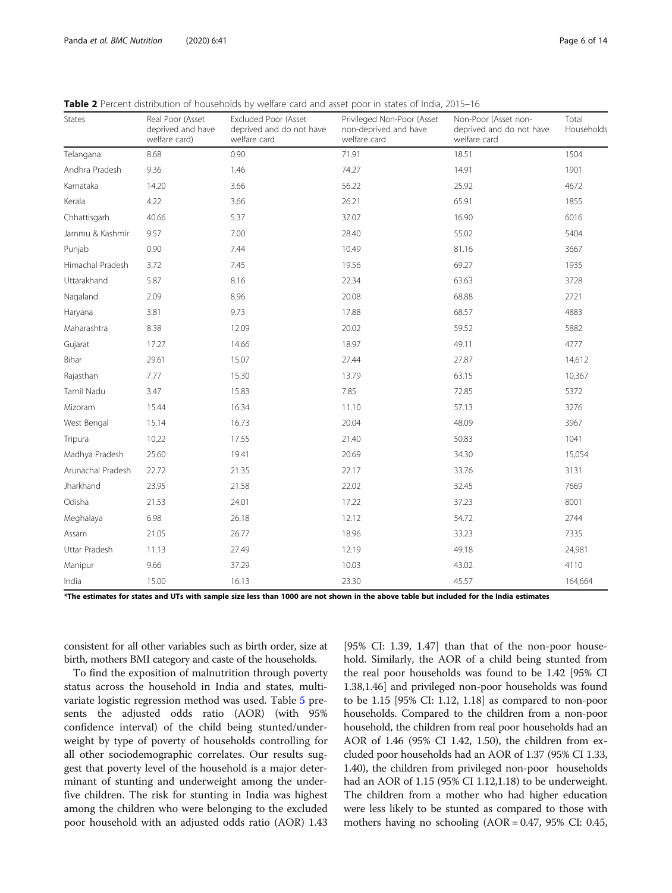**Table 2** Percent distribution of households by welfare card and asset poor in states of India, 2015–16

| States | Real Poor (Asset deprived and have welfare card) | Excluded Poor (Asset deprived and do not have welfare card | Privileged Non-Poor (Asset non-deprived and have welfare card | Non-Poor (Asset non-deprived and do not have welfare card | Total Households |
|---|---|---|---|---|---|
| Telangana | 8.68 | 0.90 | 71.91 | 18.51 | 1504 |
| Andhra Pradesh | 9.36 | 1.46 | 74.27 | 14.91 | 1901 |
| Karnataka | 14.20 | 3.66 | 56.22 | 25.92 | 4672 |
| Kerala | 4.22 | 3.66 | 26.21 | 65.91 | 1855 |
| Chhattisgarh | 40.66 | 5.37 | 37.07 | 16.90 | 6016 |
| Jammu & Kashmir | 9.57 | 7.00 | 28.40 | 55.02 | 5404 |
| Punjab | 0.90 | 7.44 | 10.49 | 81.16 | 3667 |
| Himachal Pradesh | 3.72 | 7.45 | 19.56 | 69.27 | 1935 |
| Uttarakhand | 5.87 | 8.16 | 22.34 | 63.63 | 3728 |
| Nagaland | 2.09 | 8.96 | 20.08 | 68.88 | 2721 |
| Haryana | 3.81 | 9.73 | 17.88 | 68.57 | 4883 |
| Maharashtra | 8.38 | 12.09 | 20.02 | 59.52 | 5882 |
| Gujarat | 17.27 | 14.66 | 18.97 | 49.11 | 4777 |
| Bihar | 29.61 | 15.07 | 27.44 | 27.87 | 14,612 |
| Rajasthan | 7.77 | 15.30 | 13.79 | 63.15 | 10,367 |
| Tamil Nadu | 3.47 | 15.83 | 7.85 | 72.85 | 5372 |
| Mizoram | 15.44 | 16.34 | 11.10 | 57.13 | 3276 |
| West Bengal | 15.14 | 16.73 | 20.04 | 48.09 | 3967 |
| Tripura | 10.22 | 17.55 | 21.40 | 50.83 | 1041 |
| Madhya Pradesh | 25.60 | 19.41 | 20.69 | 34.30 | 15,054 |
| Arunachal Pradesh | 22.72 | 21.35 | 22.17 | 33.76 | 3131 |
| Jharkhand | 23.95 | 21.58 | 22.02 | 32.45 | 7669 |
| Odisha | 21.53 | 24.01 | 17.22 | 37.23 | 8001 |
| Meghalaya | 6.98 | 26.18 | 12.12 | 54.72 | 2744 |
| Assam | 21.05 | 26.77 | 18.96 | 33.23 | 7335 |
| Uttar Pradesh | 11.13 | 27.49 | 12.19 | 49.18 | 24,981 |
| Manipur | 9.66 | 37.29 | 10.03 | 43.02 | 4110 |
| India | 15.00 | 16.13 | 23.30 | 45.57 | 164,664 |

**\*The estimates for states and UTs with sample size less than 1000 are not shown in the above table but included for the India estimates**

consistent for all other variables such as birth order, size at birth, mothers BMI category and caste of the households.

To find the exposition of malnutrition through poverty status across the household in India and states, multivariate logistic regression method was used. Table 5 presents the adjusted odds ratio (AOR) (with 95% confidence interval) of the child being stunted/underweight by type of poverty of households controlling for all other sociodemographic correlates. Our results suggest that poverty level of the household is a major determinant of stunting and underweight among the under-five children. The risk for stunting in India was highest among the children who were belonging to the excluded poor household with an adjusted odds ratio (AOR) 1.43 [95% CI: 1.39, 1.47] than that of the non-poor household. Similarly, the AOR of a child being stunted from the real poor households was found to be 1.42 [95% CI 1.38,1.46] and privileged non-poor households was found to be 1.15 [95% CI: 1.12, 1.18] as compared to non-poor households. Compared to the children from a non-poor household, the children from real poor households had an AOR of 1.46 (95% CI 1.42, 1.50), the children from excluded poor households had an AOR of 1.37 (95% CI 1.33, 1.40), the children from privileged non-poor households had an AOR of 1.15 (95% CI 1.12,1.18) to be underweight. The children from a mother who had higher education were less likely to be stunted as compared to those with mothers having no schooling (AOR = 0.47, 95% CI: 0.45,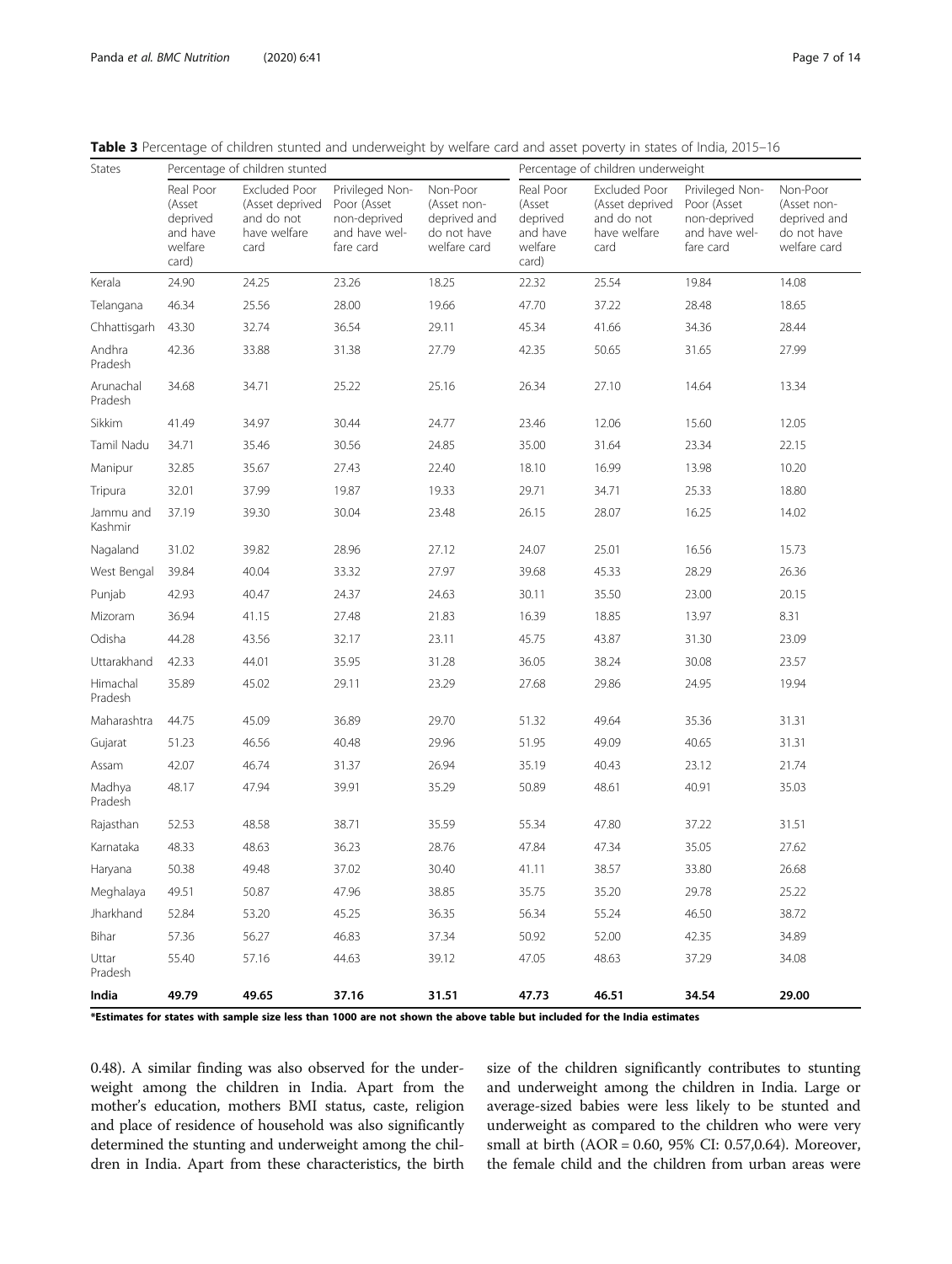**Table 3** Percentage of children stunted and underweight by welfare card and asset poverty in states of India, 2015–16

| States | Percentage of children stunted | | | | Percentage of children underweight | | | |
|---|---|---|---|---|---|---|---|---|
| | Real Poor (Asset deprived and have welfare card) | Excluded Poor (Asset deprived and do not have welfare card | Privileged Non-Poor (Asset non-deprived and have welfare card | Non-Poor (Asset non-deprived and do not have welfare card | Real Poor (Asset deprived and have welfare card) | Excluded Poor (Asset deprived and do not have welfare card | Privileged Non-Poor (Asset non-deprived and have welfare card | Non-Poor (Asset non-deprived and do not have welfare card |
| Kerala | 24.90 | 24.25 | 23.26 | 18.25 | 22.32 | 25.54 | 19.84 | 14.08 |
| Telangana | 46.34 | 25.56 | 28.00 | 19.66 | 47.70 | 37.22 | 28.48 | 18.65 |
| Chhattisgarh | 43.30 | 32.74 | 36.54 | 29.11 | 45.34 | 41.66 | 34.36 | 28.44 |
| Andhra Pradesh | 42.36 | 33.88 | 31.38 | 27.79 | 42.35 | 50.65 | 31.65 | 27.99 |
| Arunachal Pradesh | 34.68 | 34.71 | 25.22 | 25.16 | 26.34 | 27.10 | 14.64 | 13.34 |
| Sikkim | 41.49 | 34.97 | 30.44 | 24.77 | 23.46 | 12.06 | 15.60 | 12.05 |
| Tamil Nadu | 34.71 | 35.46 | 30.56 | 24.85 | 35.00 | 31.64 | 23.34 | 22.15 |
| Manipur | 32.85 | 35.67 | 27.43 | 22.40 | 18.10 | 16.99 | 13.98 | 10.20 |
| Tripura | 32.01 | 37.99 | 19.87 | 19.33 | 29.71 | 34.71 | 25.33 | 18.80 |
| Jammu and Kashmir | 37.19 | 39.30 | 30.04 | 23.48 | 26.15 | 28.07 | 16.25 | 14.02 |
| Nagaland | 31.02 | 39.82 | 28.96 | 27.12 | 24.07 | 25.01 | 16.56 | 15.73 |
| West Bengal | 39.84 | 40.04 | 33.32 | 27.97 | 39.68 | 45.33 | 28.29 | 26.36 |
| Punjab | 42.93 | 40.47 | 24.37 | 24.63 | 30.11 | 35.50 | 23.00 | 20.15 |
| Mizoram | 36.94 | 41.15 | 27.48 | 21.83 | 16.39 | 18.85 | 13.97 | 8.31 |
| Odisha | 44.28 | 43.56 | 32.17 | 23.11 | 45.75 | 43.87 | 31.30 | 23.09 |
| Uttarakhand | 42.33 | 44.01 | 35.95 | 31.28 | 36.05 | 38.24 | 30.08 | 23.57 |
| Himachal Pradesh | 35.89 | 45.02 | 29.11 | 23.29 | 27.68 | 29.86 | 24.95 | 19.94 |
| Maharashtra | 44.75 | 45.09 | 36.89 | 29.70 | 51.32 | 49.64 | 35.36 | 31.31 |
| Gujarat | 51.23 | 46.56 | 40.48 | 29.96 | 51.95 | 49.09 | 40.65 | 31.31 |
| Assam | 42.07 | 46.74 | 31.37 | 26.94 | 35.19 | 40.43 | 23.12 | 21.74 |
| Madhya Pradesh | 48.17 | 47.94 | 39.91 | 35.29 | 50.89 | 48.61 | 40.91 | 35.03 |
| Rajasthan | 52.53 | 48.58 | 38.71 | 35.59 | 55.34 | 47.80 | 37.22 | 31.51 |
| Karnataka | 48.33 | 48.63 | 36.23 | 28.76 | 47.84 | 47.34 | 35.05 | 27.62 |
| Haryana | 50.38 | 49.48 | 37.02 | 30.40 | 41.11 | 38.57 | 33.80 | 26.68 |
| Meghalaya | 49.51 | 50.87 | 47.96 | 38.85 | 35.75 | 35.20 | 29.78 | 25.22 |
| Jharkhand | 52.84 | 53.20 | 45.25 | 36.35 | 56.34 | 55.24 | 46.50 | 38.72 |
| Bihar | 57.36 | 56.27 | 46.83 | 37.34 | 50.92 | 52.00 | 42.35 | 34.89 |
| Uttar Pradesh | 55.40 | 57.16 | 44.63 | 39.12 | 47.05 | 48.63 | 37.29 | 34.08 |
| **India** | **49.79** | **49.65** | **37.16** | **31.51** | **47.73** | **46.51** | **34.54** | **29.00** |

**\*Estimates for states with sample size less than 1000 are not shown the above table but included for the India estimates**

0.48). A similar finding was also observed for the underweight among the children in India. Apart from the mother's education, mothers BMI status, caste, religion and place of residence of household was also significantly determined the stunting and underweight among the children in India. Apart from these characteristics, the birth size of the children significantly contributes to stunting and underweight among the children in India. Large or average-sized babies were less likely to be stunted and underweight as compared to the children who were very small at birth (AOR = 0.60, 95% CI: 0.57,0.64). Moreover, the female child and the children from urban areas were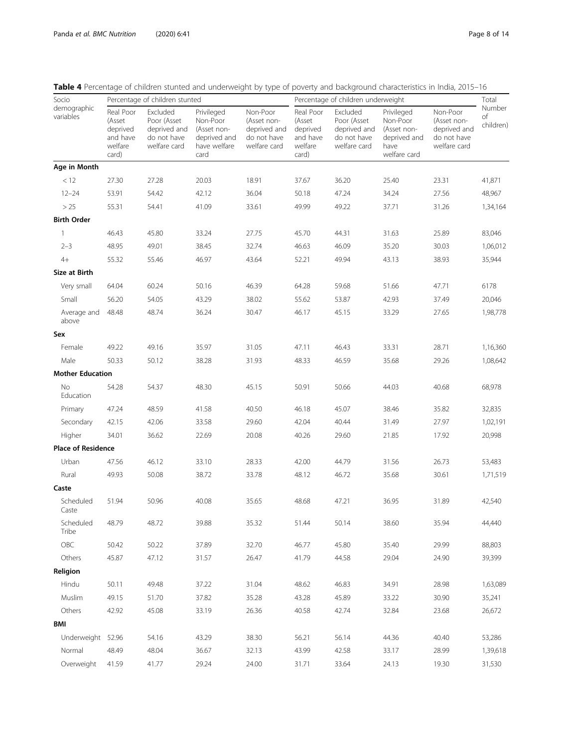**Table 4** Percentage of children stunted and underweight by type of poverty and background characteristics in India, 2015–16

| Socio demographic variables | Percentage of children stunted | | | | Percentage of children underweight | | | | Total Number of children) |
|---|---|---|---|---|---|---|---|---|---|
| | Real Poor (Asset deprived and have welfare card) | Excluded Poor (Asset deprived and do not have welfare card | Privileged Non-Poor (Asset non-deprived and have welfare card | Non-Poor (Asset non-deprived and do not have welfare card | Real Poor (Asset deprived and have welfare card) | Excluded Poor (Asset deprived and do not have welfare card | Privileged Non-Poor (Asset non-deprived and have welfare card | Non-Poor (Asset non-deprived and do not have welfare card | |
| **Age in Month** | | | | | | | | | |
| < 12 | 27.30 | 27.28 | 20.03 | 18.91 | 37.67 | 36.20 | 25.40 | 23.31 | 41,871 |
| 12–24 | 53.91 | 54.42 | 42.12 | 36.04 | 50.18 | 47.24 | 34.24 | 27.56 | 48,967 |
| > 25 | 55.31 | 54.41 | 41.09 | 33.61 | 49.99 | 49.22 | 37.71 | 31.26 | 1,34,164 |
| **Birth Order** | | | | | | | | | |
| 1 | 46.43 | 45.80 | 33.24 | 27.75 | 45.70 | 44.31 | 31.63 | 25.89 | 83,046 |
| 2–3 | 48.95 | 49.01 | 38.45 | 32.74 | 46.63 | 46.09 | 35.20 | 30.03 | 1,06,012 |
| 4+ | 55.32 | 55.46 | 46.97 | 43.64 | 52.21 | 49.94 | 43.13 | 38.93 | 35,944 |
| **Size at Birth** | | | | | | | | | |
| Very small | 64.04 | 60.24 | 50.16 | 46.39 | 64.28 | 59.68 | 51.66 | 47.71 | 6178 |
| Small | 56.20 | 54.05 | 43.29 | 38.02 | 55.62 | 53.87 | 42.93 | 37.49 | 20,046 |
| Average and above | 48.48 | 48.74 | 36.24 | 30.47 | 46.17 | 45.15 | 33.29 | 27.65 | 1,98,778 |
| **Sex** | | | | | | | | | |
| Female | 49.22 | 49.16 | 35.97 | 31.05 | 47.11 | 46.43 | 33.31 | 28.71 | 1,16,360 |
| Male | 50.33 | 50.12 | 38.28 | 31.93 | 48.33 | 46.59 | 35.68 | 29.26 | 1,08,642 |
| **Mother Education** | | | | | | | | | |
| No Education | 54.28 | 54.37 | 48.30 | 45.15 | 50.91 | 50.66 | 44.03 | 40.68 | 68,978 |
| Primary | 47.24 | 48.59 | 41.58 | 40.50 | 46.18 | 45.07 | 38.46 | 35.82 | 32,835 |
| Secondary | 42.15 | 42.06 | 33.58 | 29.60 | 42.04 | 40.44 | 31.49 | 27.97 | 1,02,191 |
| Higher | 34.01 | 36.62 | 22.69 | 20.08 | 40.26 | 29.60 | 21.85 | 17.92 | 20,998 |
| **Place of Residence** | | | | | | | | | |
| Urban | 47.56 | 46.12 | 33.10 | 28.33 | 42.00 | 44.79 | 31.56 | 26.73 | 53,483 |
| Rural | 49.93 | 50.08 | 38.72 | 33.78 | 48.12 | 46.72 | 35.68 | 30.61 | 1,71,519 |
| **Caste** | | | | | | | | | |
| Scheduled Caste | 51.94 | 50.96 | 40.08 | 35.65 | 48.68 | 47.21 | 36.95 | 31.89 | 42,540 |
| Scheduled Tribe | 48.79 | 48.72 | 39.88 | 35.32 | 51.44 | 50.14 | 38.60 | 35.94 | 44,440 |
| OBC | 50.42 | 50.22 | 37.89 | 32.70 | 46.77 | 45.80 | 35.40 | 29.99 | 88,803 |
| Others | 45.87 | 47.12 | 31.57 | 26.47 | 41.79 | 44.58 | 29.04 | 24.90 | 39,399 |
| **Religion** | | | | | | | | | |
| Hindu | 50.11 | 49.48 | 37.22 | 31.04 | 48.62 | 46.83 | 34.91 | 28.98 | 1,63,089 |
| Muslim | 49.15 | 51.70 | 37.82 | 35.28 | 43.28 | 45.89 | 33.22 | 30.90 | 35,241 |
| Others | 42.92 | 45.08 | 33.19 | 26.36 | 40.58 | 42.74 | 32.84 | 23.68 | 26,672 |
| **BMI** | | | | | | | | | |
| Underweight | 52.96 | 54.16 | 43.29 | 38.30 | 56.21 | 56.14 | 44.36 | 40.40 | 53,286 |
| Normal | 48.49 | 48.04 | 36.67 | 32.13 | 43.99 | 42.58 | 33.17 | 28.99 | 1,39,618 |
| Overweight | 41.59 | 41.77 | 29.24 | 24.00 | 31.71 | 33.64 | 24.13 | 19.30 | 31,530 |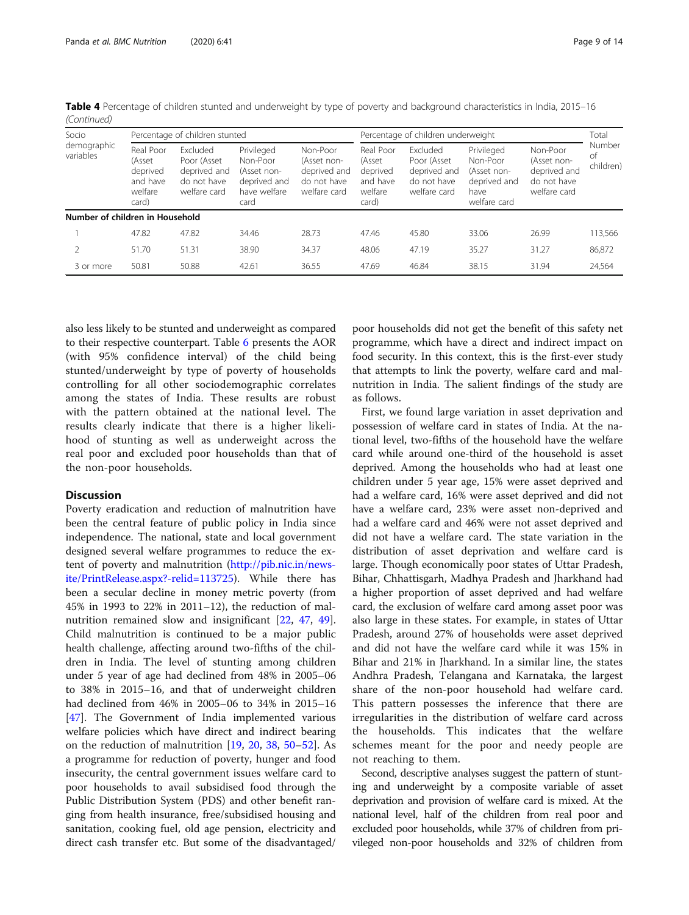**Table 4** Percentage of children stunted and underweight by type of poverty and background characteristics in India, 2015–16 *(Continued)*

| Socio demographic variables | Percentage of children stunted | | | | Percentage of children underweight | | | | Total Number of children) |
|---|---|---|---|---|---|---|---|---|---|
| | Real Poor (Asset deprived and have welfare card) | Excluded Poor (Asset deprived and do not have welfare card | Privileged Non-Poor (Asset non-deprived and have welfare card | Non-Poor (Asset non-deprived and do not have welfare card | Real Poor (Asset deprived and have welfare card) | Excluded Poor (Asset deprived and do not have welfare card | Privileged Non-Poor (Asset non-deprived and have welfare card | Non-Poor (Asset non-deprived and do not have welfare card | |
| **Number of children in Household** | | | | | | | | | |
| 1 | 47.82 | 47.82 | 34.46 | 28.73 | 47.46 | 45.80 | 33.06 | 26.99 | 113,566 |
| 2 | 51.70 | 51.31 | 38.90 | 34.37 | 48.06 | 47.19 | 35.27 | 31.27 | 86,872 |
| 3 or more | 50.81 | 50.88 | 42.61 | 36.55 | 47.69 | 46.84 | 38.15 | 31.94 | 24,564 |

also less likely to be stunted and underweight as compared to their respective counterpart. Table 6 presents the AOR (with 95% confidence interval) of the child being stunted/underweight by type of poverty of households controlling for all other sociodemographic correlates among the states of India. These results are robust with the pattern obtained at the national level. The results clearly indicate that there is a higher likelihood of stunting as well as underweight across the real poor and excluded poor households than that of the non-poor households.

## Discussion

Poverty eradication and reduction of malnutrition have been the central feature of public policy in India since independence. The national, state and local government designed several welfare programmes to reduce the extent of poverty and malnutrition (http://pib.nic.in/newsite/PrintRelease.aspx?-relid=113725). While there has been a secular decline in money metric poverty (from 45% in 1993 to 22% in 2011–12), the reduction of malnutrition remained slow and insignificant [22, 47, 49]. Child malnutrition is continued to be a major public health challenge, affecting around two-fifths of the children in India. The level of stunting among children under 5 year of age had declined from 48% in 2005–06 to 38% in 2015–16, and that of underweight children had declined from 46% in 2005–06 to 34% in 2015–16 [47]. The Government of India implemented various welfare policies which have direct and indirect bearing on the reduction of malnutrition [19, 20, 38, 50–52]. As a programme for reduction of poverty, hunger and food insecurity, the central government issues welfare card to poor households to avail subsidised food through the Public Distribution System (PDS) and other benefit ranging from health insurance, free/subsidised housing and sanitation, cooking fuel, old age pension, electricity and direct cash transfer etc. But some of the disadvantaged/poor households did not get the benefit of this safety net programme, which have a direct and indirect impact on food security. In this context, this is the first-ever study that attempts to link the poverty, welfare card and malnutrition in India. The salient findings of the study are as follows.

First, we found large variation in asset deprivation and possession of welfare card in states of India. At the national level, two-fifths of the household have the welfare card while around one-third of the household is asset deprived. Among the households who had at least one children under 5 year age, 15% were asset deprived and had a welfare card, 16% were asset deprived and did not have a welfare card, 23% were asset non-deprived and had a welfare card and 46% were not asset deprived and did not have a welfare card. The state variation in the distribution of asset deprivation and welfare card is large. Though economically poor states of Uttar Pradesh, Bihar, Chhattisgarh, Madhya Pradesh and Jharkhand had a higher proportion of asset deprived and had welfare card, the exclusion of welfare card among asset poor was also large in these states. For example, in states of Uttar Pradesh, around 27% of households were asset deprived and did not have the welfare card while it was 15% in Bihar and 21% in Jharkhand. In a similar line, the states Andhra Pradesh, Telangana and Karnataka, the largest share of the non-poor household had welfare card. This pattern possesses the inference that there are irregularities in the distribution of welfare card across the households. This indicates that the welfare schemes meant for the poor and needy people are not reaching to them.

Second, descriptive analyses suggest the pattern of stunting and underweight by a composite variable of asset deprivation and provision of welfare card is mixed. At the national level, half of the children from real poor and excluded poor households, while 37% of children from privileged non-poor households and 32% of children from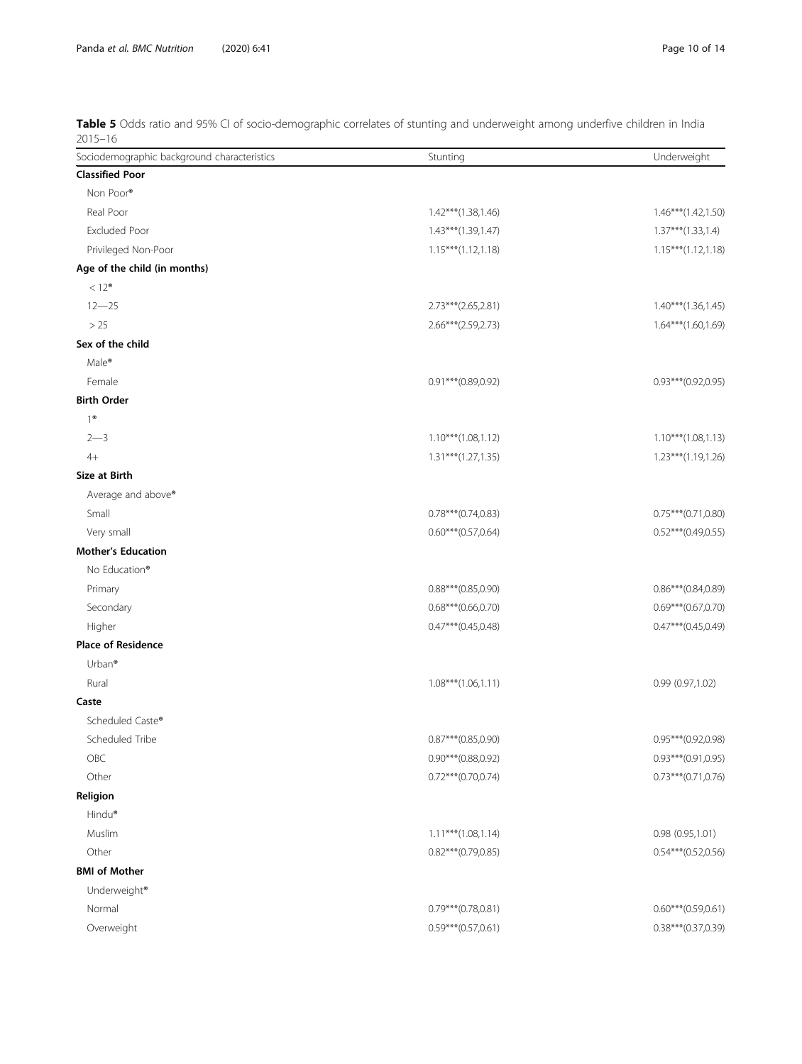**Table 5** Odds ratio and 95% CI of socio-demographic correlates of stunting and underweight among underfive children in India 2015–16

| Sociodemographic background characteristics | Stunting | Underweight |
|---|---|---|
| **Classified Poor** | | |
| Non Poor® | | |
| Real Poor | 1.42***(1.38,1.46) | 1.46***(1.42,1.50) |
| Excluded Poor | 1.43***(1.39,1.47) | 1.37***(1.33,1.4) |
| Privileged Non-Poor | 1.15***(1.12,1.18) | 1.15***(1.12,1.18) |
| **Age of the child (in months)** | | |
| < 12® | | |
| 12—25 | 2.73***(2.65,2.81) | 1.40***(1.36,1.45) |
| > 25 | 2.66***(2.59,2.73) | 1.64***(1.60,1.69) |
| **Sex of the child** | | |
| Male® | | |
| Female | 0.91***(0.89,0.92) | 0.93***(0.92,0.95) |
| **Birth Order** | | |
| 1® | | |
| 2—3 | 1.10***(1.08,1.12) | 1.10***(1.08,1.13) |
| 4+ | 1.31***(1.27,1.35) | 1.23***(1.19,1.26) |
| **Size at Birth** | | |
| Average and above® | | |
| Small | 0.78***(0.74,0.83) | 0.75***(0.71,0.80) |
| Very small | 0.60***(0.57,0.64) | 0.52***(0.49,0.55) |
| **Mother's Education** | | |
| No Education® | | |
| Primary | 0.88***(0.85,0.90) | 0.86***(0.84,0.89) |
| Secondary | 0.68***(0.66,0.70) | 0.69***(0.67,0.70) |
| Higher | 0.47***(0.45,0.48) | 0.47***(0.45,0.49) |
| **Place of Residence** | | |
| Urban® | | |
| Rural | 1.08***(1.06,1.11) | 0.99 (0.97,1.02) |
| **Caste** | | |
| Scheduled Caste® | | |
| Scheduled Tribe | 0.87***(0.85,0.90) | 0.95***(0.92,0.98) |
| OBC | 0.90***(0.88,0.92) | 0.93***(0.91,0.95) |
| Other | 0.72***(0.70,0.74) | 0.73***(0.71,0.76) |
| **Religion** | | |
| Hindu® | | |
| Muslim | 1.11***(1.08,1.14) | 0.98 (0.95,1.01) |
| Other | 0.82***(0.79,0.85) | 0.54***(0.52,0.56) |
| **BMI of Mother** | | |
| Underweight® | | |
| Normal | 0.79***(0.78,0.81) | 0.60***(0.59,0.61) |
| Overweight | 0.59***(0.57,0.61) | 0.38***(0.37,0.39) |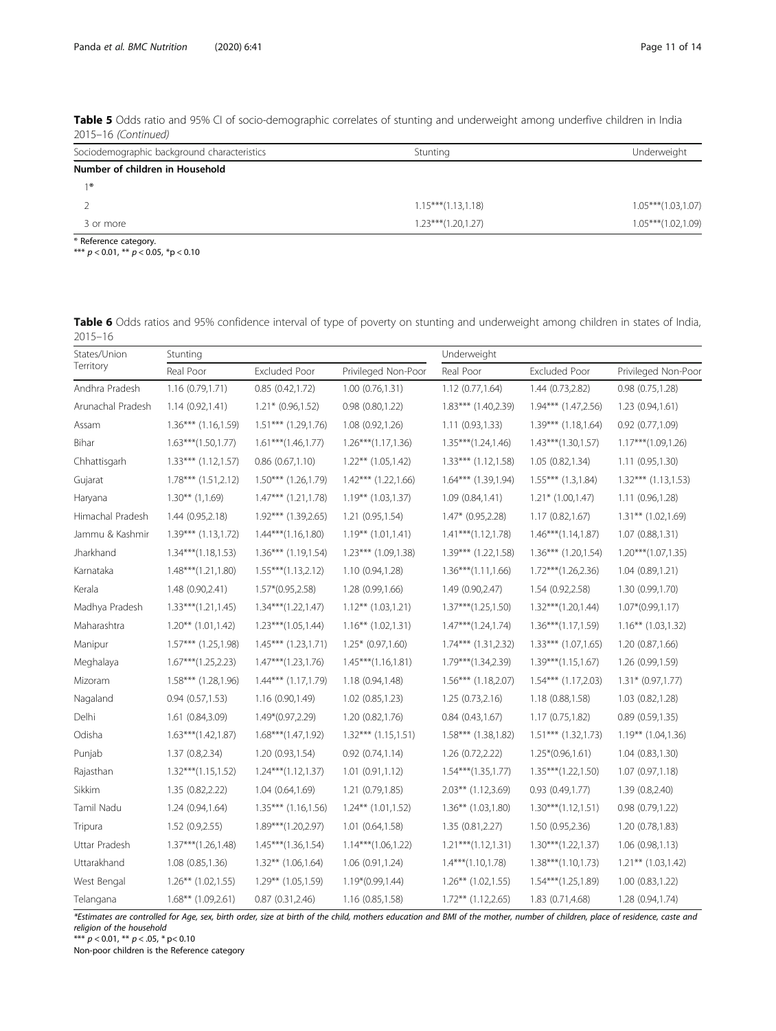**Table 5** Odds ratio and 95% CI of socio-demographic correlates of stunting and underweight among underfive children in India 2015–16 *(Continued)*

| Sociodemographic background characteristics | Stunting | Underweight |
|---|---|---|
| **Number of children in Household** | | |
| 1® | | |
| 2 | 1.15***(1.13,1.18) | 1.05***(1.03,1.07) |
| 3 or more | 1.23***(1.20,1.27) | 1.05***(1.02,1.09) |

® Reference category.
*** $p < 0.01$, ** $p < 0.05$, *p < 0.10

**Table 6** Odds ratios and 95% confidence interval of type of poverty on stunting and underweight among children in states of India, 2015–16

| States/Union Territory | Stunting | | | Underweight | | |
|---|---|---|---|---|---|---|
| | Real Poor | Excluded Poor | Privileged Non-Poor | Real Poor | Excluded Poor | Privileged Non-Poor |
| Andhra Pradesh | 1.16 (0.79,1.71) | 0.85 (0.42,1.72) | 1.00 (0.76,1.31) | 1.12 (0.77,1.64) | 1.44 (0.73,2.82) | 0.98 (0.75,1.28) |
| Arunachal Pradesh | 1.14 (0.92,1.41) | 1.21* (0.96,1.52) | 0.98 (0.80,1.22) | 1.83*** (1.40,2.39) | 1.94*** (1.47,2.56) | 1.23 (0.94,1.61) |
| Assam | 1.36*** (1.16,1.59) | 1.51*** (1.29,1.76) | 1.08 (0.92,1.26) | 1.11 (0.93,1.33) | 1.39*** (1.18,1.64) | 0.92 (0.77,1.09) |
| Bihar | 1.63***(1.50,1.77) | 1.61***(1.46,1.77) | 1.26***(1.17,1.36) | 1.35***(1.24,1.46) | 1.43***(1.30,1.57) | 1.17***(1.09,1.26) |
| Chhattisgarh | 1.33*** (1.12,1.57) | 0.86 (0.67,1.10) | 1.22** (1.05,1.42) | 1.33*** (1.12,1.58) | 1.05 (0.82,1.34) | 1.11 (0.95,1.30) |
| Gujarat | 1.78*** (1.51,2.12) | 1.50*** (1.26,1.79) | 1.42*** (1.22,1.66) | 1.64*** (1.39,1.94) | 1.55*** (1.3,1.84) | 1.32*** (1.13,1.53) |
| Haryana | 1.30** (1,1.69) | 1.47*** (1.21,1.78) | 1.19** (1.03,1.37) | 1.09 (0.84,1.41) | 1.21* (1.00,1.47) | 1.11 (0.96,1.28) |
| Himachal Pradesh | 1.44 (0.95,2.18) | 1.92*** (1.39,2.65) | 1.21 (0.95,1.54) | 1.47* (0.95,2.28) | 1.17 (0.82,1.67) | 1.31** (1.02,1.69) |
| Jammu & Kashmir | 1.39*** (1.13,1.72) | 1.44***(1.16,1.80) | 1.19** (1.01,1.41) | 1.41***(1.12,1.78) | 1.46***(1.14,1.87) | 1.07 (0.88,1.31) |
| Jharkhand | 1.34***(1.18,1.53) | 1.36*** (1.19,1.54) | 1.23*** (1.09,1.38) | 1.39*** (1.22,1.58) | 1.36*** (1.20,1.54) | 1.20***(1.07,1.35) |
| Karnataka | 1.48***(1.21,1.80) | 1.55***(1.13,2.12) | 1.10 (0.94,1.28) | 1.36***(1.11,1.66) | 1.72***(1.26,2.36) | 1.04 (0.89,1.21) |
| Kerala | 1.48 (0.90,2.41) | 1.57*(0.95,2.58) | 1.28 (0.99,1.66) | 1.49 (0.90,2.47) | 1.54 (0.92,2.58) | 1.30 (0.99,1.70) |
| Madhya Pradesh | 1.33***(1.21,1.45) | 1.34***(1.22,1.47) | 1.12** (1.03,1.21) | 1.37***(1.25,1.50) | 1.32***(1.20,1.44) | 1.07*(0.99,1.17) |
| Maharashtra | 1.20** (1.01,1.42) | 1.23***(1.05,1.44) | 1.16** (1.02,1.31) | 1.47***(1.24,1.74) | 1.36***(1.17,1.59) | 1.16** (1.03,1.32) |
| Manipur | 1.57*** (1.25,1.98) | 1.45*** (1.23,1.71) | 1.25* (0.97,1.60) | 1.74*** (1.31,2.32) | 1.33*** (1.07,1.65) | 1.20 (0.87,1.66) |
| Meghalaya | 1.67***(1.25,2.23) | 1.47***(1.23,1.76) | 1.45***(1.16,1.81) | 1.79***(1.34,2.39) | 1.39***(1.15,1.67) | 1.26 (0.99,1.59) |
| Mizoram | 1.58*** (1.28,1.96) | 1.44*** (1.17,1.79) | 1.18 (0.94,1.48) | 1.56*** (1.18,2.07) | 1.54*** (1.17,2.03) | 1.31* (0.97,1.77) |
| Nagaland | 0.94 (0.57,1.53) | 1.16 (0.90,1.49) | 1.02 (0.85,1.23) | 1.25 (0.73,2.16) | 1.18 (0.88,1.58) | 1.03 (0.82,1.28) |
| Delhi | 1.61 (0.84,3.09) | 1.49*(0.97,2.29) | 1.20 (0.82,1.76) | 0.84 (0.43,1.67) | 1.17 (0.75,1.82) | 0.89 (0.59,1.35) |
| Odisha | 1.63***(1.42,1.87) | 1.68***(1.47,1.92) | 1.32*** (1.15,1.51) | 1.58*** (1.38,1.82) | 1.51*** (1.32,1.73) | 1.19** (1.04,1.36) |
| Punjab | 1.37 (0.8,2.34) | 1.20 (0.93,1.54) | 0.92 (0.74,1.14) | 1.26 (0.72,2.22) | 1.25*(0.96,1.61) | 1.04 (0.83,1.30) |
| Rajasthan | 1.32***(1.15,1.52) | 1.24***(1.12,1.37) | 1.01 (0.91,1.12) | 1.54***(1.35,1.77) | 1.35***(1.22,1.50) | 1.07 (0.97,1.18) |
| Sikkim | 1.35 (0.82,2.22) | 1.04 (0.64,1.69) | 1.21 (0.79,1.85) | 2.03** (1.12,3.69) | 0.93 (0.49,1.77) | 1.39 (0.8,2.40) |
| Tamil Nadu | 1.24 (0.94,1.64) | 1.35*** (1.16,1.56) | 1.24** (1.01,1.52) | 1.36** (1.03,1.80) | 1.30***(1.12,1.51) | 0.98 (0.79,1.22) |
| Tripura | 1.52 (0.9,2.55) | 1.89***(1.20,2.97) | 1.01 (0.64,1.58) | 1.35 (0.81,2.27) | 1.50 (0.95,2.36) | 1.20 (0.78,1.83) |
| Uttar Pradesh | 1.37***(1.26,1.48) | 1.45***(1.36,1.54) | 1.14***(1.06,1.22) | 1.21***(1.12,1.31) | 1.30***(1.22,1.37) | 1.06 (0.98,1.13) |
| Uttarakhand | 1.08 (0.85,1.36) | 1.32** (1.06,1.64) | 1.06 (0.91,1.24) | 1.4***(1.10,1.78) | 1.38***(1.10,1.73) | 1.21** (1.03,1.42) |
| West Bengal | 1.26** (1.02,1.55) | 1.29** (1.05,1.59) | 1.19*(0.99,1.44) | 1.26** (1.02,1.55) | 1.54***(1.25,1.89) | 1.00 (0.83,1.22) |
| Telangana | 1.68** (1.09,2.61) | 0.87 (0.31,2.46) | 1.16 (0.85,1.58) | 1.72** (1.12,2.65) | 1.83 (0.71,4.68) | 1.28 (0.94,1.74) |

*\*Estimates are controlled for Age, sex, birth order, size at birth of the child, mothers education and BMI of the mother, number of children, place of residence, caste and religion of the household*
*** $p < 0.01$, ** $p < .05$, * p< 0.10
Non-poor children is the Reference category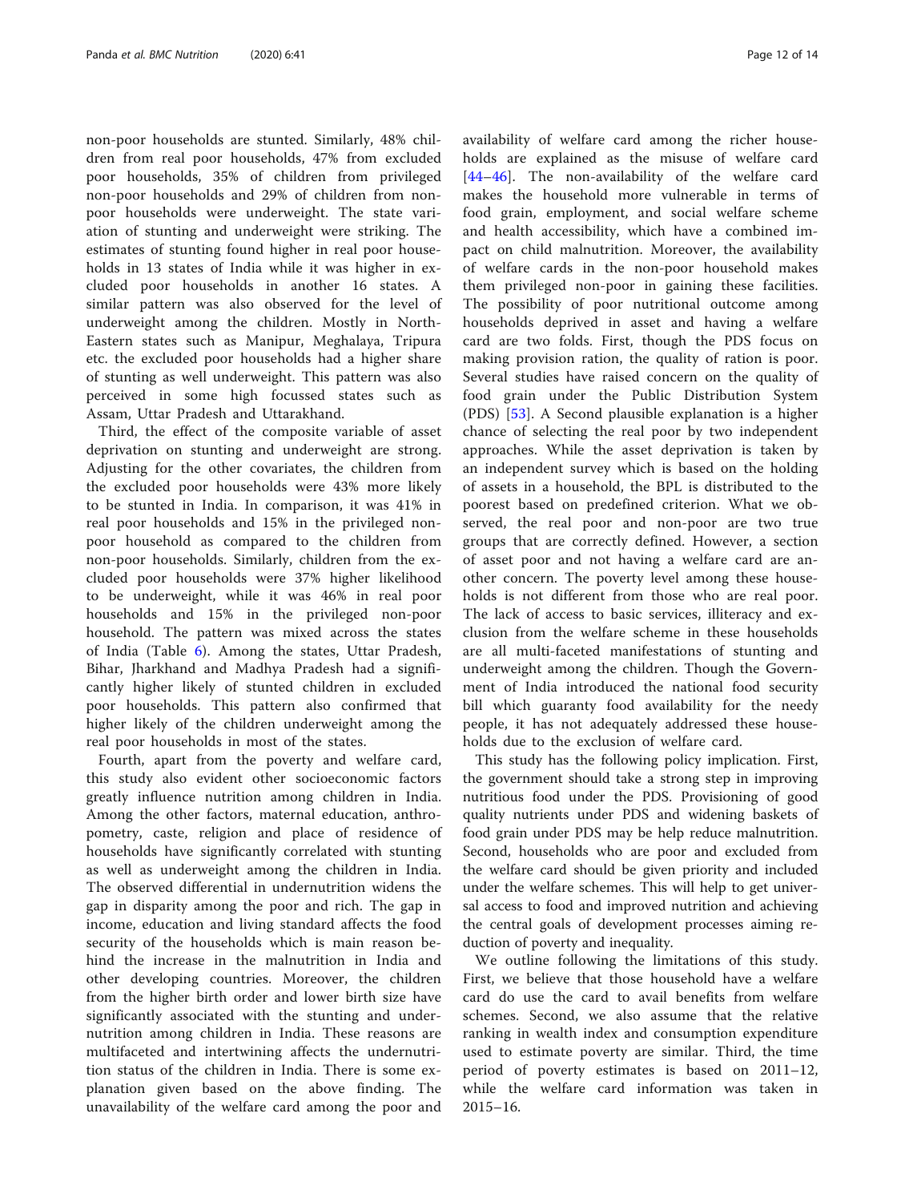non-poor households are stunted. Similarly, 48% children from real poor households, 47% from excluded poor households, 35% of children from privileged non-poor households and 29% of children from non-poor households were underweight. The state variation of stunting and underweight were striking. The estimates of stunting found higher in real poor households in 13 states of India while it was higher in excluded poor households in another 16 states. A similar pattern was also observed for the level of underweight among the children. Mostly in North-Eastern states such as Manipur, Meghalaya, Tripura etc. the excluded poor households had a higher share of stunting as well underweight. This pattern was also perceived in some high focussed states such as Assam, Uttar Pradesh and Uttarakhand.

Third, the effect of the composite variable of asset deprivation on stunting and underweight are strong. Adjusting for the other covariates, the children from the excluded poor households were 43% more likely to be stunted in India. In comparison, it was 41% in real poor households and 15% in the privileged non-poor household as compared to the children from non-poor households. Similarly, children from the excluded poor households were 37% higher likelihood to be underweight, while it was 46% in real poor households and 15% in the privileged non-poor household. The pattern was mixed across the states of India (Table 6). Among the states, Uttar Pradesh, Bihar, Jharkhand and Madhya Pradesh had a significantly higher likely of stunted children in excluded poor households. This pattern also confirmed that higher likely of the children underweight among the real poor households in most of the states.

Fourth, apart from the poverty and welfare card, this study also evident other socioeconomic factors greatly influence nutrition among children in India. Among the other factors, maternal education, anthropometry, caste, religion and place of residence of households have significantly correlated with stunting as well as underweight among the children in India. The observed differential in undernutrition widens the gap in disparity among the poor and rich. The gap in income, education and living standard affects the food security of the households which is main reason behind the increase in the malnutrition in India and other developing countries. Moreover, the children from the higher birth order and lower birth size have significantly associated with the stunting and undernutrition among children in India. These reasons are multifaceted and intertwining affects the undernutrition status of the children in India. There is some explanation given based on the above finding. The unavailability of the welfare card among the poor and availability of welfare card among the richer households are explained as the misuse of welfare card [44–46]. The non-availability of the welfare card makes the household more vulnerable in terms of food grain, employment, and social welfare scheme and health accessibility, which have a combined impact on child malnutrition. Moreover, the availability of welfare cards in the non-poor household makes them privileged non-poor in gaining these facilities. The possibility of poor nutritional outcome among households deprived in asset and having a welfare card are two folds. First, though the PDS focus on making provision ration, the quality of ration is poor. Several studies have raised concern on the quality of food grain under the Public Distribution System (PDS) [53]. A Second plausible explanation is a higher chance of selecting the real poor by two independent approaches. While the asset deprivation is taken by an independent survey which is based on the holding of assets in a household, the BPL is distributed to the poorest based on predefined criterion. What we observed, the real poor and non-poor are two true groups that are correctly defined. However, a section of asset poor and not having a welfare card are another concern. The poverty level among these households is not different from those who are real poor. The lack of access to basic services, illiteracy and exclusion from the welfare scheme in these households are all multi-faceted manifestations of stunting and underweight among the children. Though the Government of India introduced the national food security bill which guaranty food availability for the needy people, it has not adequately addressed these households due to the exclusion of welfare card.

This study has the following policy implication. First, the government should take a strong step in improving nutritious food under the PDS. Provisioning of good quality nutrients under PDS and widening baskets of food grain under PDS may be help reduce malnutrition. Second, households who are poor and excluded from the welfare card should be given priority and included under the welfare schemes. This will help to get universal access to food and improved nutrition and achieving the central goals of development processes aiming reduction of poverty and inequality.

We outline following the limitations of this study. First, we believe that those household have a welfare card do use the card to avail benefits from welfare schemes. Second, we also assume that the relative ranking in wealth index and consumption expenditure used to estimate poverty are similar. Third, the time period of poverty estimates is based on 2011–12, while the welfare card information was taken in 2015–16.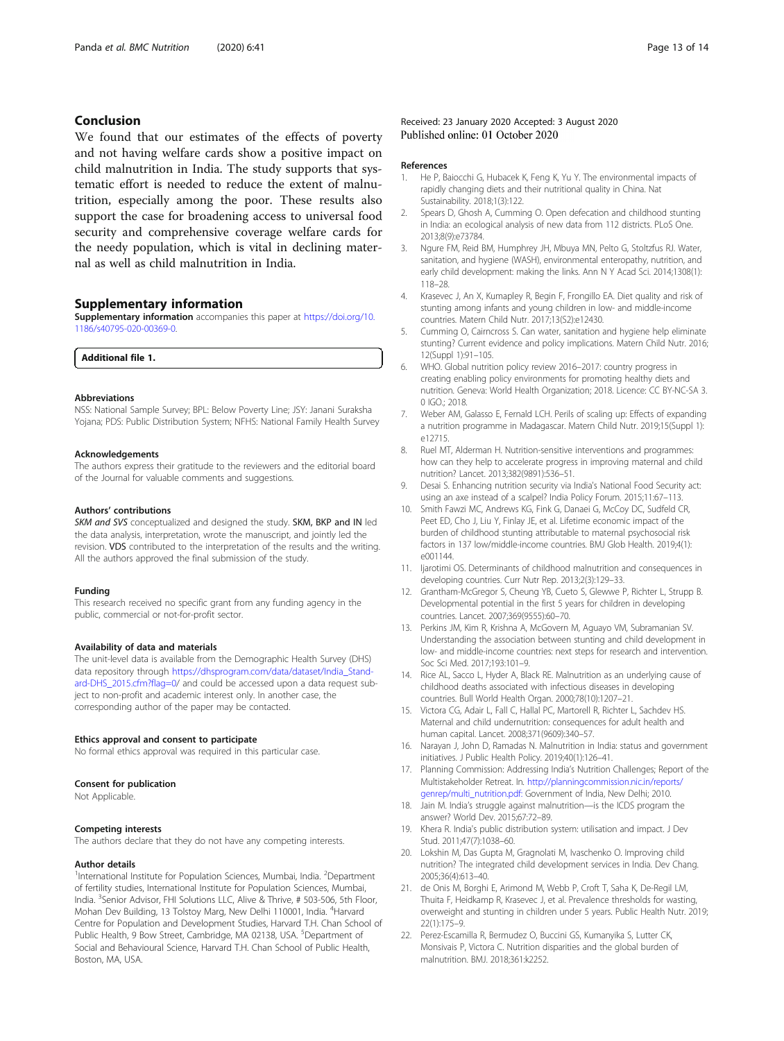## Conclusion

We found that our estimates of the effects of poverty and not having welfare cards show a positive impact on child malnutrition in India. The study supports that systematic effort is needed to reduce the extent of malnutrition, especially among the poor. These results also support the case for broadening access to universal food security and comprehensive coverage welfare cards for the needy population, which is vital in declining maternal as well as child malnutrition in India.

## Supplementary information

**Supplementary information** accompanies this paper at https://doi.org/10.1186/s40795-020-00369-0.

**Additional file 1.**

#### Abbreviations

NSS: National Sample Survey; BPL: Below Poverty Line; JSY: Janani Suraksha Yojana; PDS: Public Distribution System; NFHS: National Family Health Survey

#### Acknowledgements

The authors express their gratitude to the reviewers and the editorial board of the Journal for valuable comments and suggestions.

#### Authors' contributions

*SKM and SVS* conceptualized and designed the study. SKM, BKP and IN led the data analysis, interpretation, wrote the manuscript, and jointly led the revision. VDS contributed to the interpretation of the results and the writing. All the authors approved the final submission of the study.

#### Funding

This research received no specific grant from any funding agency in the public, commercial or not-for-profit sector.

#### Availability of data and materials

The unit-level data is available from the Demographic Health Survey (DHS) data repository through https://dhsprogram.com/data/dataset/India_Standard-DHS_2015.cfm?flag=0/ and could be accessed upon a data request subject to non-profit and academic interest only. In another case, the corresponding author of the paper may be contacted.

#### Ethics approval and consent to participate

No formal ethics approval was required in this particular case.

#### Consent for publication

Not Applicable.

#### Competing interests

The authors declare that they do not have any competing interests.

#### Author details

[1]International Institute for Population Sciences, Mumbai, India. [2]Department of fertility studies, International Institute for Population Sciences, Mumbai, India. [3]Senior Advisor, FHI Solutions LLC, Alive & Thrive, # 503-506, 5th Floor, Mohan Dev Building, 13 Tolstoy Marg, New Delhi 110001, India. [4]Harvard Centre for Population and Development Studies, Harvard T.H. Chan School of Public Health, 9 Bow Street, Cambridge, MA 02138, USA. [5]Department of Social and Behavioural Science, Harvard T.H. Chan School of Public Health, Boston, MA, USA.

Received: 23 January 2020 Accepted: 3 August 2020
Published online: 01 October 2020

#### References

1. He P, Baiocchi G, Hubacek K, Feng K, Yu Y. The environmental impacts of rapidly changing diets and their nutritional quality in China. Nat Sustainability. 2018;1(3):122.
2. Spears D, Ghosh A, Cumming O. Open defecation and childhood stunting in India: an ecological analysis of new data from 112 districts. PLoS One. 2013;8(9):e73784.
3. Ngure FM, Reid BM, Humphrey JH, Mbuya MN, Pelto G, Stoltzfus RJ. Water, sanitation, and hygiene (WASH), environmental enteropathy, nutrition, and early child development: making the links. Ann N Y Acad Sci. 2014;1308(1):118–28.
4. Krasevec J, An X, Kumapley R, Begin F, Frongillo EA. Diet quality and risk of stunting among infants and young children in low- and middle-income countries. Matern Child Nutr. 2017;13(S2):e12430.
5. Cumming O, Cairncross S. Can water, sanitation and hygiene help eliminate stunting? Current evidence and policy implications. Matern Child Nutr. 2016;12(Suppl 1):91–105.
6. WHO. Global nutrition policy review 2016–2017: country progress in creating enabling policy environments for promoting healthy diets and nutrition. Geneva: World Health Organization; 2018. Licence: CC BY-NC-SA 3.0 IGO.; 2018.
7. Weber AM, Galasso E, Fernald LCH. Perils of scaling up: Effects of expanding a nutrition programme in Madagascar. Matern Child Nutr. 2019;15(Suppl 1):e12715.
8. Ruel MT, Alderman H. Nutrition-sensitive interventions and programmes: how can they help to accelerate progress in improving maternal and child nutrition? Lancet. 2013;382(9891):536–51.
9. Desai S. Enhancing nutrition security via India's National Food Security act: using an axe instead of a scalpel? India Policy Forum. 2015;11:67–113.
10. Smith Fawzi MC, Andrews KG, Fink G, Danaei G, McCoy DC, Sudfeld CR, Peet ED, Cho J, Liu Y, Finlay JE, et al. Lifetime economic impact of the burden of childhood stunting attributable to maternal psychosocial risk factors in 137 low/middle-income countries. BMJ Glob Health. 2019;4(1):e001144.
11. Ijarotimi OS. Determinants of childhood malnutrition and consequences in developing countries. Curr Nutr Rep. 2013;2(3):129–33.
12. Grantham-McGregor S, Cheung YB, Cueto S, Glewwe P, Richter L, Strupp B. Developmental potential in the first 5 years for children in developing countries. Lancet. 2007;369(9555):60–70.
13. Perkins JM, Kim R, Krishna A, McGovern M, Aguayo VM, Subramanian SV. Understanding the association between stunting and child development in low- and middle-income countries: next steps for research and intervention. Soc Sci Med. 2017;193:101–9.
14. Rice AL, Sacco L, Hyder A, Black RE. Malnutrition as an underlying cause of childhood deaths associated with infectious diseases in developing countries. Bull World Health Organ. 2000;78(10):1207–21.
15. Victora CG, Adair L, Fall C, Hallal PC, Martorell R, Richter L, Sachdev HS. Maternal and child undernutrition: consequences for adult health and human capital. Lancet. 2008;371(9609):340–57.
16. Narayan J, John D, Ramadas N. Malnutrition in India: status and government initiatives. J Public Health Policy. 2019;40(1):126–41.
17. Planning Commission: Addressing India's Nutrition Challenges; Report of the Multistakeholder Retreat. In. http://planningcommission.nic.in/reports/genrep/multi_nutrition.pdf: Government of India, New Delhi; 2010.
18. Jain M. India's struggle against malnutrition—is the ICDS program the answer? World Dev. 2015;67:72–89.
19. Khera R. India's public distribution system: utilisation and impact. J Dev Stud. 2011;47(7):1038–60.
20. Lokshin M, Das Gupta M, Gragnolati M, Ivaschenko O. Improving child nutrition? The integrated child development services in India. Dev Chang. 2005;36(4):613–40.
21. de Onis M, Borghi E, Arimond M, Webb P, Croft T, Saha K, De-Regil LM, Thuita F, Heidkamp R, Krasevec J, et al. Prevalence thresholds for wasting, overweight and stunting in children under 5 years. Public Health Nutr. 2019;22(1):175–9.
22. Perez-Escamilla R, Bermudez O, Buccini GS, Kumanyika S, Lutter CK, Monsivais P, Victora C. Nutrition disparities and the global burden of malnutrition. BMJ. 2018;361:k2252.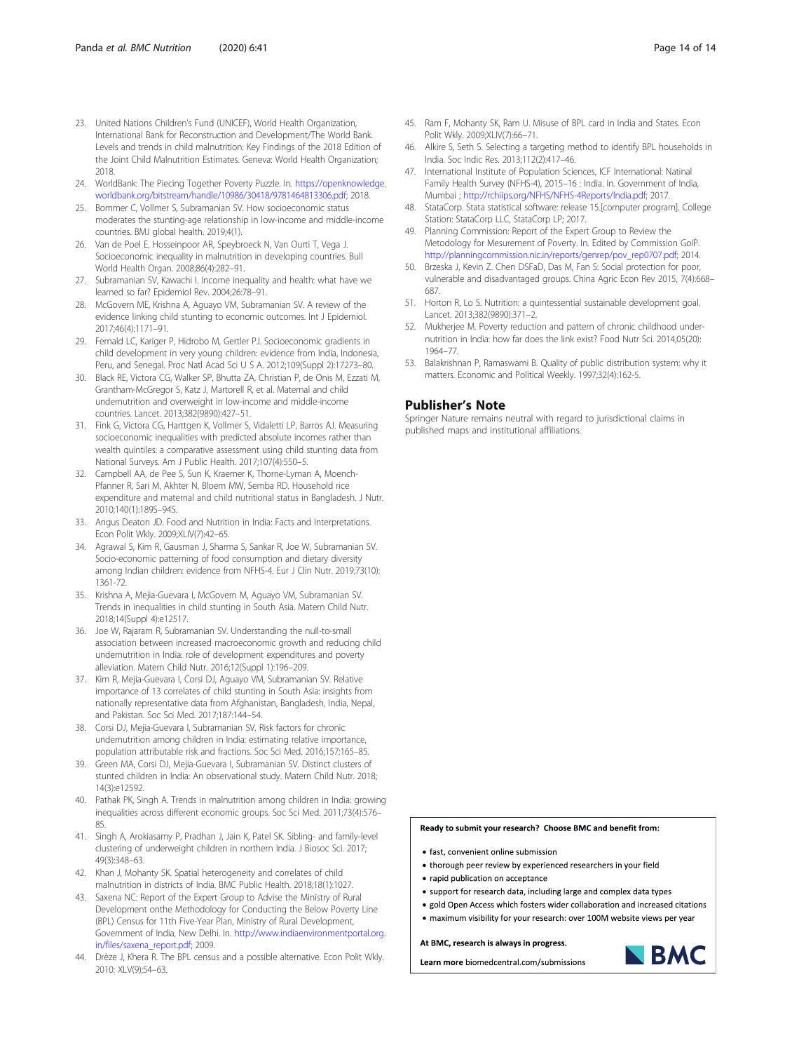23. United Nations Children's Fund (UNICEF), World Health Organization, International Bank for Reconstruction and Development/The World Bank. Levels and trends in child malnutrition: Key Findings of the 2018 Edition of the Joint Child Malnutrition Estimates. Geneva: World Health Organization; 2018.
24. WorldBank: The Piecing Together Poverty Puzzle. In. https://openknowledge.worldbank.org/bitstream/handle/10986/30418/9781464813306.pdf; 2018.
25. Bommer C, Vollmer S, Subramanian SV. How socioeconomic status moderates the stunting-age relationship in low-income and middle-income countries. BMJ global health. 2019;4(1).
26. Van de Poel E, Hosseinpoor AR, Speybroeck N, Van Ourti T, Vega J. Socioeconomic inequality in malnutrition in developing countries. Bull World Health Organ. 2008;86(4):282–91.
27. Subramanian SV, Kawachi I. Income inequality and health: what have we learned so far? Epidemiol Rev. 2004;26:78–91.
28. McGovern ME, Krishna A, Aguayo VM, Subramanian SV. A review of the evidence linking child stunting to economic outcomes. Int J Epidemiol. 2017;46(4):1171–91.
29. Fernald LC, Kariger P, Hidrobo M, Gertler PJ. Socioeconomic gradients in child development in very young children: evidence from India, Indonesia, Peru, and Senegal. Proc Natl Acad Sci U S A. 2012;109(Suppl 2):17273–80.
30. Black RE, Victora CG, Walker SP, Bhutta ZA, Christian P, de Onis M, Ezzati M, Grantham-McGregor S, Katz J, Martorell R, et al. Maternal and child undernutrition and overweight in low-income and middle-income countries. Lancet. 2013;382(9890):427–51.
31. Fink G, Victora CG, Harttgen K, Vollmer S, Vidaletti LP, Barros AJ. Measuring socioeconomic inequalities with predicted absolute incomes rather than wealth quintiles: a comparative assessment using child stunting data from National Surveys. Am J Public Health. 2017;107(4):550–5.
32. Campbell AA, de Pee S, Sun K, Kraemer K, Thorne-Lyman A, Moench-Pfanner R, Sari M, Akhter N, Bloem MW, Semba RD. Household rice expenditure and maternal and child nutritional status in Bangladesh. J Nutr. 2010;140(1):189S–94S.
33. Angus Deaton JD. Food and Nutrition in India: Facts and Interpretations. Econ Polit Wkly. 2009;XLIV(7):42–65.
34. Agrawal S, Kim R, Gausman J, Sharma S, Sankar R, Joe W, Subramanian SV. Socio-economic patterning of food consumption and dietary diversity among Indian children: evidence from NFHS-4. Eur J Clin Nutr. 2019;73(10): 1361-72.
35. Krishna A, Mejia-Guevara I, McGovern M, Aguayo VM, Subramanian SV. Trends in inequalities in child stunting in South Asia. Matern Child Nutr. 2018;14(Suppl 4):e12517.
36. Joe W, Rajaram R, Subramanian SV. Understanding the null-to-small association between increased macroeconomic growth and reducing child undernutrition in India: role of development expenditures and poverty alleviation. Matern Child Nutr. 2016;12(Suppl 1):196–209.
37. Kim R, Mejia-Guevara I, Corsi DJ, Aguayo VM, Subramanian SV. Relative importance of 13 correlates of child stunting in South Asia: insights from nationally representative data from Afghanistan, Bangladesh, India, Nepal, and Pakistan. Soc Sci Med. 2017;187:144–54.
38. Corsi DJ, Mejia-Guevara I, Subramanian SV. Risk factors for chronic undernutrition among children in India: estimating relative importance, population attributable risk and fractions. Soc Sci Med. 2016;157:165–85.
39. Green MA, Corsi DJ, Mejia-Guevara I, Subramanian SV. Distinct clusters of stunted children in India: An observational study. Matern Child Nutr. 2018; 14(3):e12592.
40. Pathak PK, Singh A. Trends in malnutrition among children in India: growing inequalities across different economic groups. Soc Sci Med. 2011;73(4):576–85.
41. Singh A, Arokiasamy P, Pradhan J, Jain K, Patel SK. Sibling- and family-level clustering of underweight children in northern India. J Biosoc Sci. 2017; 49(3):348–63.
42. Khan J, Mohanty SK. Spatial heterogeneity and correlates of child malnutrition in districts of India. BMC Public Health. 2018;18(1):1027.
43. Saxena NC: Report of the Expert Group to Advise the Ministry of Rural Development onthe Methodology for Conducting the Below Poverty Line (BPL) Census for 11th Five-Year Plan, Ministry of Rural Development, Government of India, New Delhi. In. http://www.indiaenvironmentportal.org.in/files/saxena_report.pdf; 2009.
44. Drèze J, Khera R. The BPL census and a possible alternative. Econ Polit Wkly. 2010: XLV(9);54–63.
45. Ram F, Mohanty SK, Ram U. Misuse of BPL card in India and States. Econ Polit Wkly. 2009;XLIV(7):66–71.
46. Alkire S, Seth S. Selecting a targeting method to identify BPL households in India. Soc Indic Res. 2013;112(2):417–46.
47. International Institute of Population Sciences, ICF International: Natinal Family Health Survey (NFHS-4), 2015–16 : India. In. Government of India, Mumbai ; http://rchiips.org/NFHS/NFHS-4Reports/India.pdf; 2017.
48. StataCorp. Stata statistical software: release 15.[computer program]. College Station: StataCorp LLC, StataCorp LP; 2017.
49. Planning Commission: Report of the Expert Group to Review the Metodology for Mesurement of Poverty. In. Edited by Commission GoIP. http://planningcommission.nic.in/reports/genrep/pov_rep0707.pdf; 2014.
50. Brzeska J, Kevin Z. Chen DSFaD, Das M, Fan S: Social protection for poor, vulnerable and disadvantaged groups. China Agric Econ Rev 2015, 7(4):668–687.
51. Horton R, Lo S. Nutrition: a quintessential sustainable development goal. Lancet. 2013;382(9890):371–2.
52. Mukherjee M. Poverty reduction and pattern of chronic childhood under-nutrition in India: how far does the link exist? Food Nutr Sci. 2014;05(20): 1964–77.
53. Balakrishnan P, Ramaswami B. Quality of public distribution system: why it matters. Economic and Political Weekly. 1997;32(4):162-5.

## Publisher's Note

Springer Nature remains neutral with regard to jurisdictional claims in published maps and institutional affiliations.

**Ready to submit your research? Choose BMC and benefit from:**

- fast, convenient online submission
- thorough peer review by experienced researchers in your field
- rapid publication on acceptance
- support for research data, including large and complex data types
- gold Open Access which fosters wider collaboration and increased citations
- maximum visibility for your research: over 100M website views per year

**At BMC, research is always in progress.**

**Learn more** biomedcentral.com/submissions